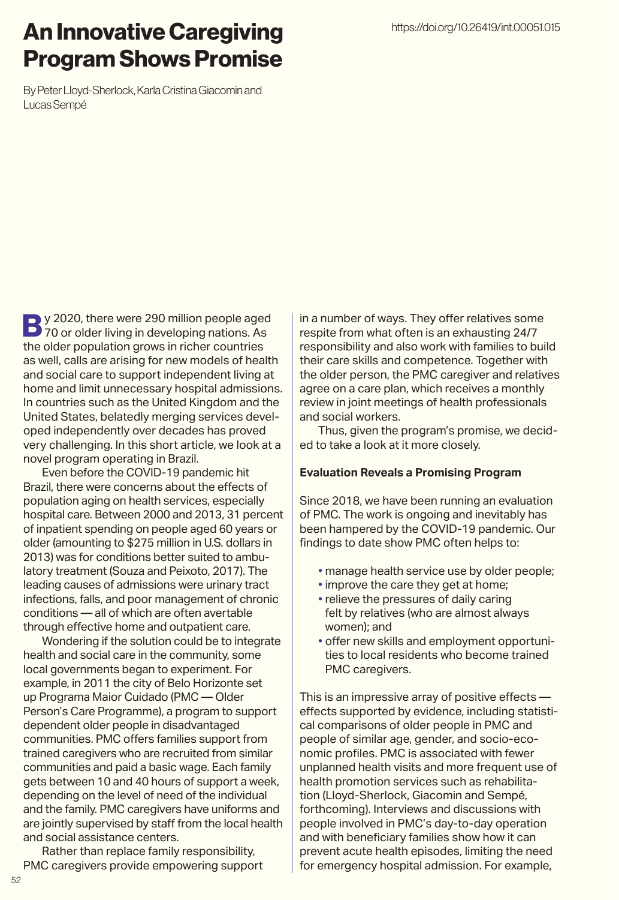# An Innovative Caregiving Program Shows Promise

https://doi.org/10.26419/int.00051.015

By Peter Lloyd-Sherlock, Karla Cristina Giacomin and Lucas Sempé

By 2020, there were 290 million people aged 70 or older living in developing nations. As the older population grows in richer countries as well, calls are arising for new models of health and social care to support independent living at home and limit unnecessary hospital admissions. In countries such as the United Kingdom and the United States, belatedly merging services developed independently over decades has proved very challenging. In this short article, we look at a novel program operating in Brazil.

Even before the COVID-19 pandemic hit Brazil, there were concerns about the effects of population aging on health services, especially hospital care. Between 2000 and 2013, 31 percent of inpatient spending on people aged 60 years or older (amounting to $275 million in U.S. dollars in 2013) was for conditions better suited to ambulatory treatment (Souza and Peixoto, 2017). The leading causes of admissions were urinary tract infections, falls, and poor management of chronic conditions — all of which are often avertable through effective home and outpatient care.

Wondering if the solution could be to integrate health and social care in the community, some local governments began to experiment. For example, in 2011 the city of Belo Horizonte set up Programa Maior Cuidado (PMC — Older Person's Care Programme), a program to support dependent older people in disadvantaged communities. PMC offers families support from trained caregivers who are recruited from similar communities and paid a basic wage. Each family gets between 10 and 40 hours of support a week, depending on the level of need of the individual and the family. PMC caregivers have uniforms and are jointly supervised by staff from the local health and social assistance centers.

Rather than replace family responsibility, PMC caregivers provide empowering support in a number of ways. They offer relatives some respite from what often is an exhausting 24/7 responsibility and also work with families to build their care skills and competence. Together with the older person, the PMC caregiver and relatives agree on a care plan, which receives a monthly review in joint meetings of health professionals and social workers.

Thus, given the program's promise, we decided to take a look at it more closely.

**Evaluation Reveals a Promising Program**

Since 2018, we have been running an evaluation of PMC. The work is ongoing and inevitably has been hampered by the COVID-19 pandemic. Our findings to date show PMC often helps to:

- manage health service use by older people;
- improve the care they get at home;
- relieve the pressures of daily caring felt by relatives (who are almost always women); and
- offer new skills and employment opportunities to local residents who become trained PMC caregivers.

This is an impressive array of positive effects — effects supported by evidence, including statistical comparisons of older people in PMC and people of similar age, gender, and socio-economic profiles. PMC is associated with fewer unplanned health visits and more frequent use of health promotion services such as rehabilitation (Lloyd-Sherlock, Giacomin and Sempé, forthcoming). Interviews and discussions with people involved in PMC's day-to-day operation and with beneficiary families show how it can prevent acute health episodes, limiting the need for emergency hospital admission. For example,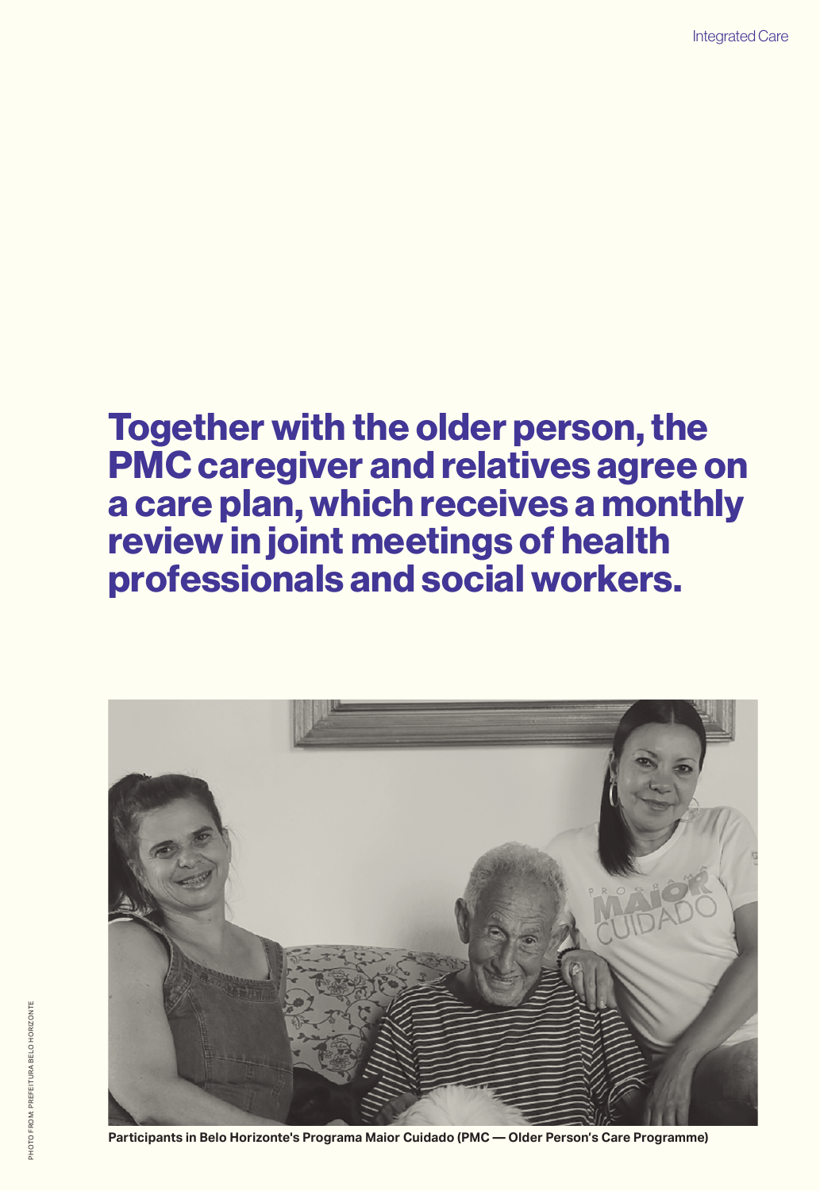**Together with the older person, the PMC caregiver and relatives agree on a care plan, which receives a monthly review in joint meetings of health professionals and social workers.**

Participants in Belo Horizonte's Programa Maior Cuidado (PMC — Older Person's Care Programme)

PHOTO FROM: PREFEITURA BELO HORIZONTE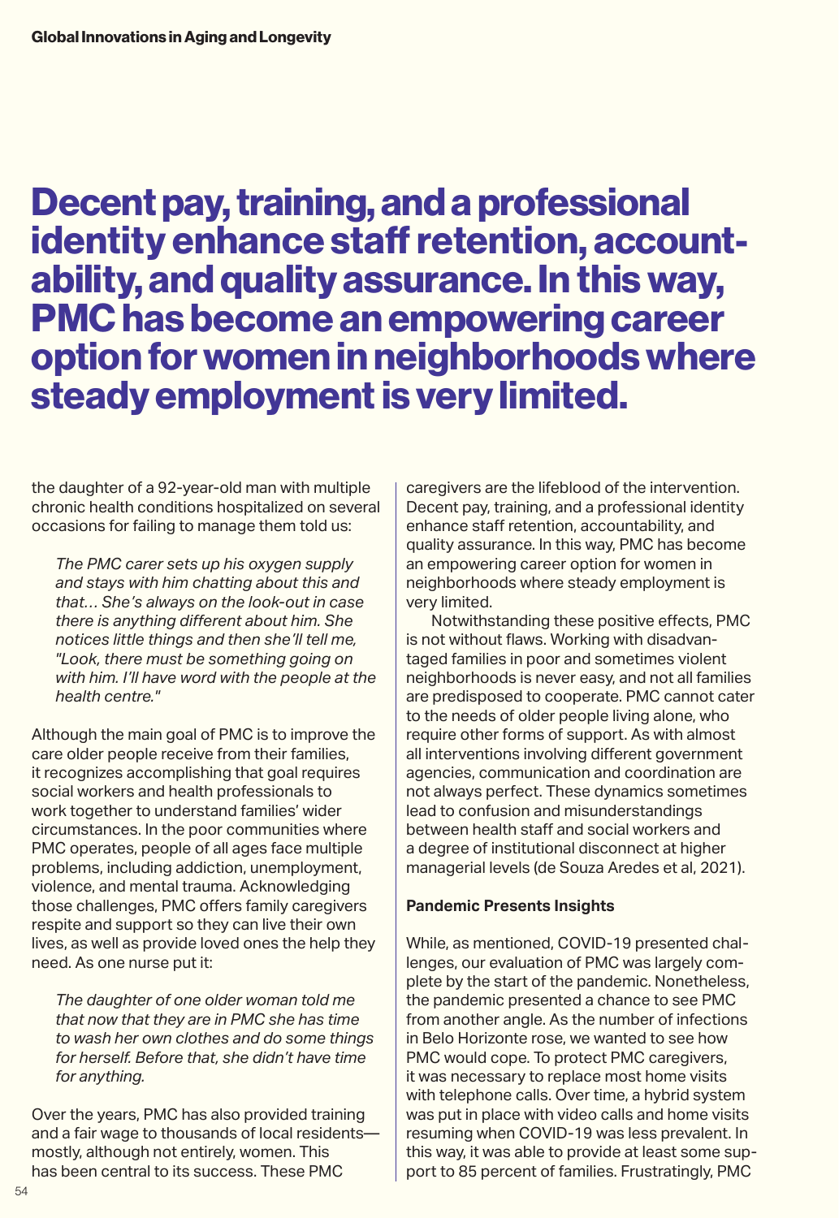**Decent pay, training, and a professional identity enhance staff retention, accountability, and quality assurance. In this way, PMC has become an empowering career option for women in neighborhoods where steady employment is very limited.**

the daughter of a 92-year-old man with multiple chronic health conditions hospitalized on several occasions for failing to manage them told us:

> *The PMC carer sets up his oxygen supply and stays with him chatting about this and that… She's always on the look-out in case there is anything different about him. She notices little things and then she'll tell me, "Look, there must be something going on with him. I'll have word with the people at the health centre."*

Although the main goal of PMC is to improve the care older people receive from their families, it recognizes accomplishing that goal requires social workers and health professionals to work together to understand families' wider circumstances. In the poor communities where PMC operates, people of all ages face multiple problems, including addiction, unemployment, violence, and mental trauma. Acknowledging those challenges, PMC offers family caregivers respite and support so they can live their own lives, as well as provide loved ones the help they need. As one nurse put it:

> *The daughter of one older woman told me that now that they are in PMC she has time to wash her own clothes and do some things for herself. Before that, she didn't have time for anything.*

Over the years, PMC has also provided training and a fair wage to thousands of local residents—mostly, although not entirely, women. This has been central to its success. These PMC caregivers are the lifeblood of the intervention. Decent pay, training, and a professional identity enhance staff retention, accountability, and quality assurance. In this way, PMC has become an empowering career option for women in neighborhoods where steady employment is very limited.

Notwithstanding these positive effects, PMC is not without flaws. Working with disadvantaged families in poor and sometimes violent neighborhoods is never easy, and not all families are predisposed to cooperate. PMC cannot cater to the needs of older people living alone, who require other forms of support. As with almost all interventions involving different government agencies, communication and coordination are not always perfect. These dynamics sometimes lead to confusion and misunderstandings between health staff and social workers and a degree of institutional disconnect at higher managerial levels (de Souza Aredes et al, 2021).

### Pandemic Presents Insights

While, as mentioned, COVID-19 presented challenges, our evaluation of PMC was largely complete by the start of the pandemic. Nonetheless, the pandemic presented a chance to see PMC from another angle. As the number of infections in Belo Horizonte rose, we wanted to see how PMC would cope. To protect PMC caregivers, it was necessary to replace most home visits with telephone calls. Over time, a hybrid system was put in place with video calls and home visits resuming when COVID-19 was less prevalent. In this way, it was able to provide at least some support to 85 percent of families. Frustratingly, PMC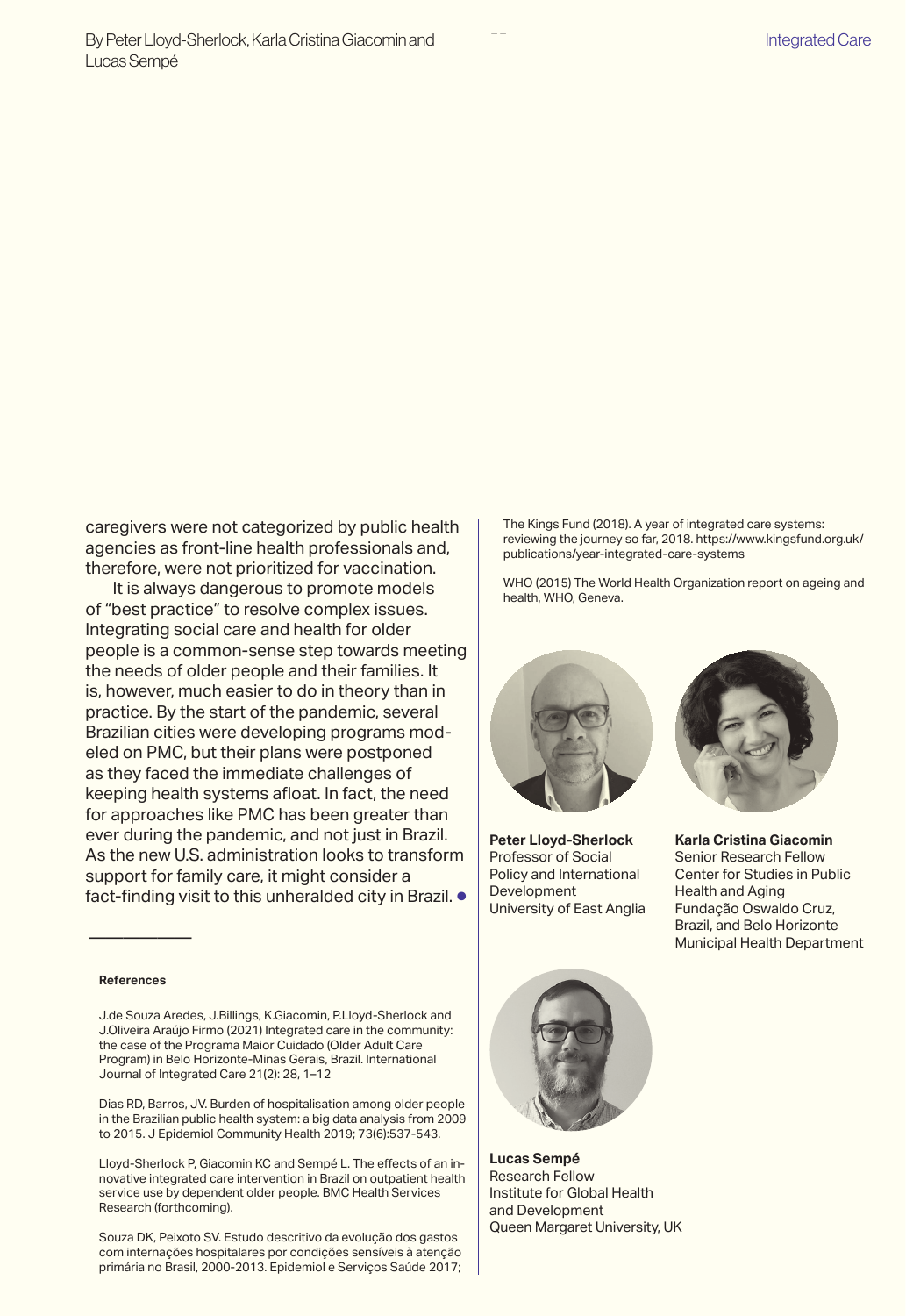caregivers were not categorized by public health agencies as front-line health professionals and, therefore, were not prioritized for vaccination.

It is always dangerous to promote models of "best practice" to resolve complex issues. Integrating social care and health for older people is a common-sense step towards meeting the needs of older people and their families. It is, however, much easier to do in theory than in practice. By the start of the pandemic, several Brazilian cities were developing programs modeled on PMC, but their plans were postponed as they faced the immediate challenges of keeping health systems afloat. In fact, the need for approaches like PMC has been greater than ever during the pandemic, and not just in Brazil. As the new U.S. administration looks to transform support for family care, it might consider a fact-finding visit to this unheralded city in Brazil. ●

---

**References**

J.de Souza Aredes, J.Billings, K.Giacomin, P.Lloyd-Sherlock and J.Oliveira Araújo Firmo (2021) Integrated care in the community: the case of the Programa Maior Cuidado (Older Adult Care Program) in Belo Horizonte-Minas Gerais, Brazil. International Journal of Integrated Care 21(2): 28, 1–12

Dias RD, Barros, JV. Burden of hospitalisation among older people in the Brazilian public health system: a big data analysis from 2009 to 2015. J Epidemiol Community Health 2019; 73(6):537-543.

Lloyd-Sherlock P, Giacomin KC and Sempé L. The effects of an innovative integrated care intervention in Brazil on outpatient health service use by dependent older people. BMC Health Services Research (forthcoming).

Souza DK, Peixoto SV. Estudo descritivo da evolução dos gastos com internações hospitalares por condições sensíveis à atenção primária no Brasil, 2000-2013. Epidemiol e Serviços Saúde 2017;

The Kings Fund (2018). A year of integrated care systems: reviewing the journey so far, 2018. https://www.kingsfund.org.uk/publications/year-integrated-care-systems

WHO (2015) The World Health Organization report on ageing and health, WHO, Geneva.

**Peter Lloyd-Sherlock**
Professor of Social Policy and International Development
University of East Anglia

**Karla Cristina Giacomin**
Senior Research Fellow
Center for Studies in Public Health and Aging
Fundação Oswaldo Cruz, Brazil, and Belo Horizonte Municipal Health Department

**Lucas Sempé**
Research Fellow
Institute for Global Health and Development
Queen Margaret University, UK